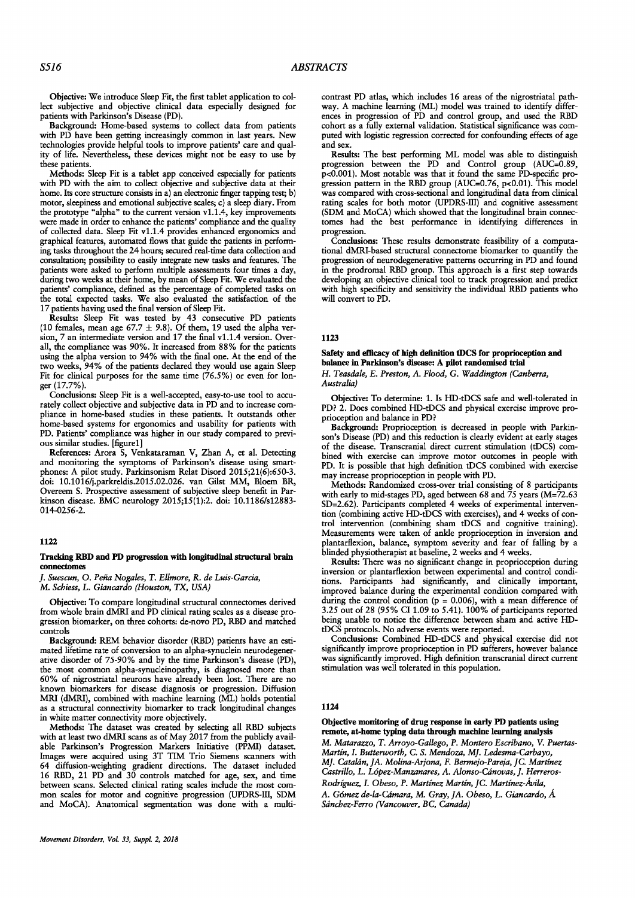**Objective:** We introduce Sleep Fit, the first tablet application to collect subjective and objective clinical data especially designed for patients with Parkinson's Disease (PD).

**Background:** Home-based systems to collect data from patients with PD have been getting increasingly common in last years. New technologies provide helpful tools to improve patients' care and quality of life. Nevertheless, these devices might not be easy to use by these patients.

**Methods:** Sleep Fit is a tablet app conceived especially for patients with PD with the aim to collect objective and subjective data at their home. Its core structure consists in a) an electronic finger tapping test; b) motor, sleepiness and emotional subjective scales; c) a sleep diary. From the prototype "alpha" to the current version v1.1.4, key improvements were made in order to enhance the patients' compliance and the quality of collected data. Sleep Fit v1.1.4 provides enhanced ergonomics and graphical features, automated flows that guide the patients in performing tasks throughout the 24 hours; secured real-time data collection and consultation; possibility to easily integrate new tasks and features. The patients were asked to perform multiple assessments four times a day, during two weeks at their home, by mean of Sleep Fit. We evaluated the patients' compliance, defined as the percentage of completed tasks on the total expected tasks. We also evaluated the satisfaction of the 17 patients having used the final version of Sleep Fit.

**Results:** Sleep Fit was tested by 43 consecutive PD patients (10 females, mean age $67.7 \pm 9.8$). Of them, 19 used the alpha version, 7 an intermediate version and 17 the final v1.1.4 version. Overall, the compliance was 90%. It increased from 88% for the patients using the alpha version to 94% with the final one. At the end of the two weeks, 94% of the patients declared they would use again Sleep Fit for clinical purposes for the same time (76.5%) or even for longer (17.7%).

**Conclusions:** Sleep Fit is a well-accepted, easy-to-use tool to accurately collect objective and subjective data in PD and to increase compliance in home-based studies in these patients. It outstands other home-based systems for ergonomics and usability for patients with PD. Patients' compliance was higher in our study compared to previous similar studies. [figure1]

**References:** Arora S, Venkataraman V, Zhan A, et al. Detecting and monitoring the symptoms of Parkinson's disease using smartphones: A pilot study. Parkinsonism Relat Disord 2015;21(6):650-3. doi: 10.1016/j.parkreldis.2015.02.026. van Gilst MM, Bloem BR, Overeem S. Prospective assessment of subjective sleep benefit in Parkinson disease. BMC neurology 2015;15(1):2. doi: 10.1186/s12883-014-0256-2.

## 1122

### Tracking RBD and PD progression with longitudinal structural brain connectomes

*J. Suescun, O. Peña Nogales, T. Ellmore, R. de Luis-Garcia, M. Schiess, L. Giancardo (Houston, TX, USA)*

**Objective:** To compare longitudinal structural connectomes derived from whole brain dMRI and PD clinical rating scales as a disease progression biomarker, on three cohorts: de-novo PD, RBD and matched controls

**Background:** REM behavior disorder (RBD) patients have an estimated lifetime rate of conversion to an alpha-synuclein neurodegenerative disorder of 75-90% and by the time Parkinson's disease (PD), the most common alpha-synucleinopathy, is diagnosed more than 60% of nigrostriatal neurons have already been lost. There are no known biomarkers for disease diagnosis or progression. Diffusion MRI (dMRI), combined with machine learning (ML) holds potential as a structural connectivity biomarker to track longitudinal changes in white matter connectivity more objectively.

**Methods:** The dataset was created by selecting all RBD subjects with at least two dMRI scans as of May 2017 from the publicly available Parkinson's Progression Markers Initiative (PPMI) dataset. Images were acquired using 3T TIM Trio Siemens scanners with 64 diffusion-weighting gradient directions. The dataset included 16 RBD, 21 PD and 30 controls matched for age, sex, and time between scans. Selected clinical rating scales include the most common scales for motor and cognitive progression (UPDRS-III, SDM and MoCA). Anatomical segmentation was done with a multi-contrast PD atlas, which includes 16 areas of the nigrostriatal pathway. A machine learning (ML) model was trained to identify differences in progression of PD and control group, and used the RBD cohort as a fully external validation. Statistical significance was computed with logistic regression corrected for confounding effects of age and sex.

**Results:** The best performing ML model was able to distinguish progression between the PD and Control group (AUC=0.89, $p<0.001$). Most notable was that it found the same PD-specific progression pattern in the RBD group (AUC=0.76, $p<0.01$). This model was compared with cross-sectional and longitudinal data from clinical rating scales for both motor (UPDRS-III) and cognitive assessment (SDM and MoCA) which showed that the longitudinal brain connectomes had the best performance in identifying differences in progression.

**Conclusions:** These results demonstrate feasibility of a computational dMRI-based structural connectome biomarker to quantify the progression of neurodegenerative patterns occurring in PD and found in the prodromal RBD group. This approach is a first step towards developing an objective clinical tool to track progression and predict with high specificity and sensitivity the individual RBD patients who will convert to PD.

## 1123

### Safety and efficacy of high definition tDCS for proprioception and balance in Parkinson's disease: A pilot randomised trial

*H. Teasdale, E. Preston, A. Flood, G. Waddington (Canberra, Australia)*

**Objective:** To determine: 1. Is HD-tDCS safe and well-tolerated in PD? 2. Does combined HD-tDCS and physical exercise improve proprioception and balance in PD?

**Background:** Proprioception is decreased in people with Parkinson's Disease (PD) and this reduction is clearly evident at early stages of the disease. Transcranial direct current stimulation (tDCS) combined with exercise can improve motor outcomes in people with PD. It is possible that high definition tDCS combined with exercise may increase proprioception in people with PD.

**Methods:** Randomized cross-over trial consisting of 8 participants with early to mid-stages PD, aged between 68 and 75 years (M=72.63 SD=2.62). Participants completed 4 weeks of experimental intervention (combining active HD-tDCS with exercises), and 4 weeks of control intervention (combining sham tDCS and cognitive training). Measurements were taken of ankle proprioception in inversion and plantarflexion, balance, symptom severity and fear of falling by a blinded physiotherapist at baseline, 2 weeks and 4 weeks.

**Results:** There was no significant change in proprioception during inversion or plantarflexion between experimental and control conditions. Participants had significantly, and clinically important, improved balance during the experimental condition compared with during the control condition ($p = 0.006$), with a mean difference of 3.25 out of 28 (95% CI 1.09 to 5.41). 100% of participants reported being unable to notice the difference between sham and active HD-tDCS protocols. No adverse events were reported.

**Conclusions:** Combined HD-tDCS and physical exercise did not significantly improve proprioception in PD sufferers, however balance was significantly improved. High definition transcranial direct current stimulation was well tolerated in this population.

## 1124

### Objective monitoring of drug response in early PD patients using remote, at-home typing data through machine learning analysis

*M. Matarazzo, T. Arroyo-Gallego, P. Montero Escribano, V. Puertas-Martín, I. Butterworth, C. S. Mendoza, MJ. Ledesma-Carbayo, MJ. Catalán, JA. Molina-Arjona, F. Bermejo-Pareja, JC. Martínez Castrillo, L. López-Manzanares, A. Alonso-Cánovas, J. Herreros-Rodríguez, I. Obeso, P. Martínez Martín, JC. Martínez-Ávila, A. Gómez de-la-Cámara, M. Gray, JA. Obeso, L. Giancardo, Á. Sánchez-Ferro (Vancouver, BC, Canada)*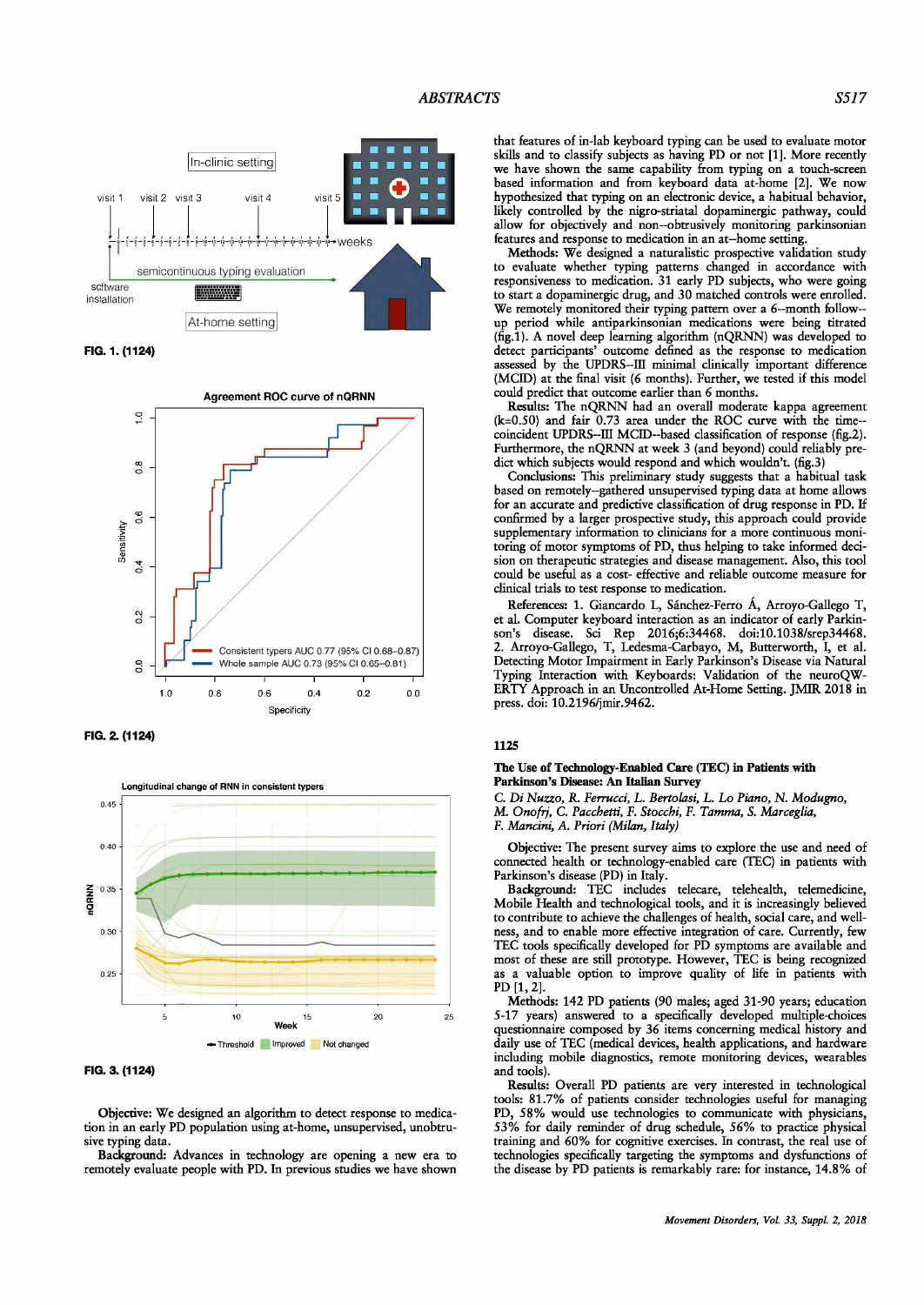In-clinic setting

visit 1 visit 2 visit 3 visit 4 visit 5

weeks

semicontinuous typing evaluation

software installation

At-home setting

**FIG. 1. (1124)**

Agreement ROC curve of nQRNN

Sensitivity

Specificity

1.0 0.8 0.6 0.4 0.2 0.0

Consistent typers AUC 0.77 (95% CI 0.68–0.87)

Whole sample AUC 0.73 (95% CI 0.65–0.81)

**FIG. 2. (1124)**

Longitudinal change of RNN in consistent typers

nQRNN

Week

0.45 0.40 0.35 0.30 0.25

5 10 15 20 25

Threshold Improved Not changed

**FIG. 3. (1124)**

**Objective:** We designed an algorithm to detect response to medication in an early PD population using at-home, unsupervised, unobtrusive typing data.

**Background:** Advances in technology are opening a new era to remotely evaluate people with PD. In previous studies we have shown that features of in-lab keyboard typing can be used to evaluate motor skills and to classify subjects as having PD or not [1]. More recently we have shown the same capability from typing on a touch-screen based information and from keyboard data at-home [2]. We now hypothesized that typing on an electronic device, a habitual behavior, likely controlled by the nigro-striatal dopaminergic pathway, could allow for objectively and non--obtrusively monitoring parkinsonian features and response to medication in an at--home setting.

**Methods:** We designed a naturalistic prospective validation study to evaluate whether typing patterns changed in accordance with responsiveness to medication. 31 early PD subjects, who were going to start a dopaminergic drug, and 30 matched controls were enrolled. We remotely monitored their typing pattern over a 6--month follow--up period while antiparkinsonian medications were being titrated (fig.1). A novel deep learning algorithm (nQRNN) was developed to detect participants' outcome defined as the response to medication assessed by the UPDRS--III minimal clinically important difference (MCID) at the final visit (6 months). Further, we tested if this model could predict that outcome earlier than 6 months.

**Results:** The nQRNN had an overall moderate kappa agreement (k=0.50) and fair 0.73 area under the ROC curve with the time--coincident UPDRS--III MCID--based classification of response (fig.2). Furthermore, the nQRNN at week 3 (and beyond) could reliably predict which subjects would respond and which wouldn't. (fig.3)

**Conclusions:** This preliminary study suggests that a habitual task based on remotely--gathered unsupervised typing data at home allows for an accurate and predictive classification of drug response in PD. If confirmed by a larger prospective study, this approach could provide supplementary information to clinicians for a more continuous monitoring of motor symptoms of PD, thus helping to take informed decision on therapeutic strategies and disease management. Also, this tool could be useful as a cost- effective and reliable outcome measure for clinical trials to test response to medication.

**References:** 1. Giancardo L, Sánchez-Ferro Á, Arroyo-Gallego T, et al. Computer keyboard interaction as an indicator of early Parkinson's disease. Sci Rep 2016;6:34468. doi:10.1038/srep34468. 2. Arroyo-Gallego, T, Ledesma-Carbayo, M, Butterworth, I, et al. Detecting Motor Impairment in Early Parkinson's Disease via Natural Typing Interaction with Keyboards: Validation of the neuroQWERTY Approach in an Uncontrolled At-Home Setting. JMIR 2018 in press. doi: 10.2196/jmir.9462.

## 1125

### The Use of Technology-Enabled Care (TEC) in Patients with Parkinson's Disease: An Italian Survey

*C. Di Nuzzo, R. Ferrucci, L. Bertolasi, L. Lo Piano, N. Modugno, M. Onofrj, C. Pacchetti, F. Stocchi, F. Tamma, S. Marceglia, F. Mancini, A. Priori (Milan, Italy)*

**Objective:** The present survey aims to explore the use and need of connected health or technology-enabled care (TEC) in patients with Parkinson's disease (PD) in Italy.

**Background:** TEC includes telecare, telehealth, telemedicine, Mobile Health and technological tools, and it is increasingly believed to contribute to achieve the challenges of health, social care, and wellness, and to enable more effective integration of care. Currently, few TEC tools specifically developed for PD symptoms are available and most of these are still prototype. However, TEC is being recognized as a valuable option to improve quality of life in patients with PD [1, 2].

**Methods:** 142 PD patients (90 males; aged 31-90 years; education 5-17 years) answered to a specifically developed multiple-choices questionnaire composed by 36 items concerning medical history and daily use of TEC (medical devices, health applications, and hardware including mobile diagnostics, remote monitoring devices, wearables and tools).

**Results:** Overall PD patients are very interested in technological tools: 81.7% of patients consider technologies useful for managing PD, 58% would use technologies to communicate with physicians, 53% for daily reminder of drug schedule, 56% to practice physical training and 60% for cognitive exercises. In contrast, the real use of technologies specifically targeting the symptoms and dysfunctions of the disease by PD patients is remarkably rare: for instance, 14.8% of